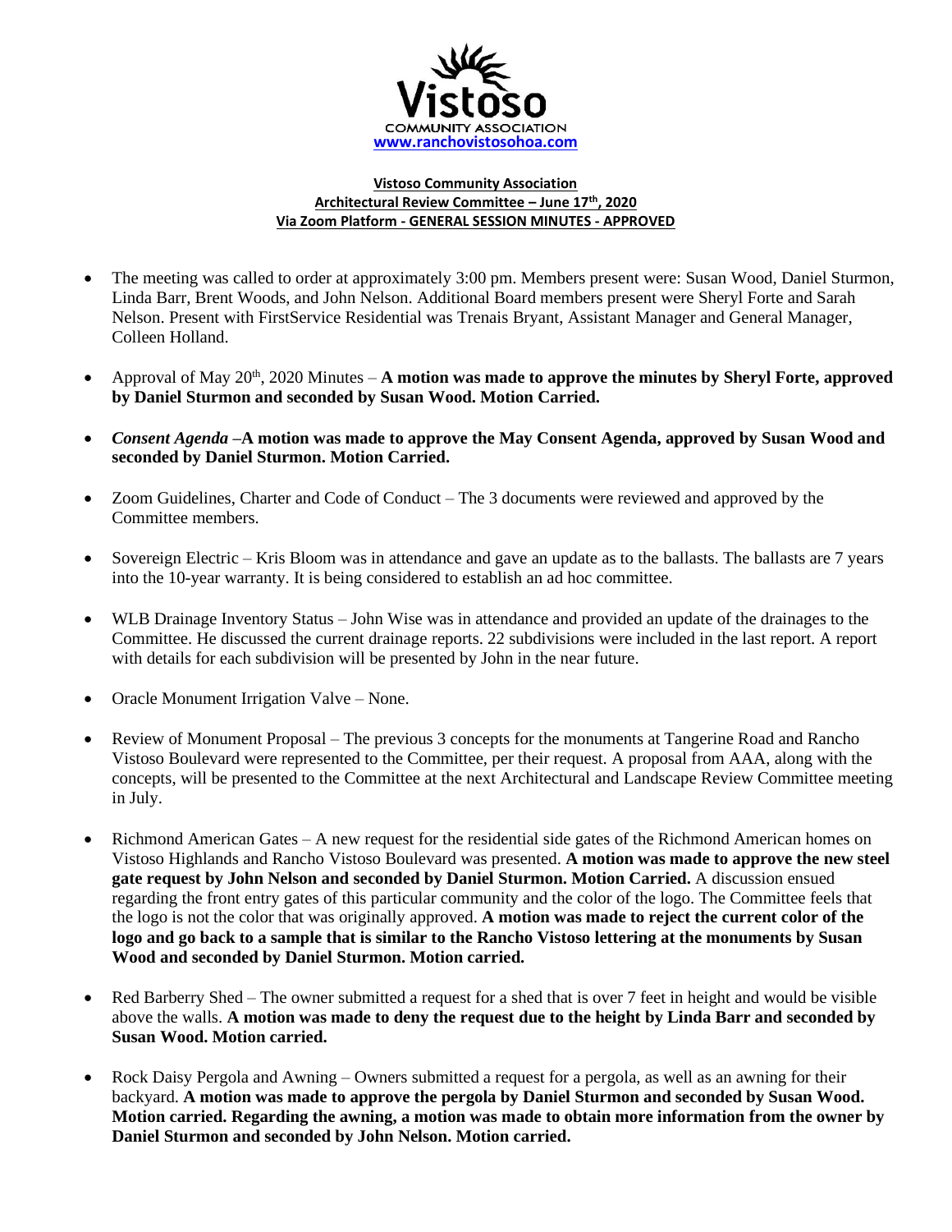Vistoso

COMMUNITY ASSOCIATION

www.ranchovistosohoa.com

**Vistoso Community Association**
**Architectural Review Committee – June 17th, 2020**
**Via Zoom Platform - GENERAL SESSION MINUTES - APPROVED**

- The meeting was called to order at approximately 3:00 pm. Members present were: Susan Wood, Daniel Sturmon, Linda Barr, Brent Woods, and John Nelson. Additional Board members present were Sheryl Forte and Sarah Nelson. Present with FirstService Residential was Trenais Bryant, Assistant Manager and General Manager, Colleen Holland.

- Approval of May 20th, 2020 Minutes – **A motion was made to approve the minutes by Sheryl Forte, approved by Daniel Sturmon and seconded by Susan Wood. Motion Carried.**

- *Consent Agenda* **–A motion was made to approve the May Consent Agenda, approved by Susan Wood and seconded by Daniel Sturmon. Motion Carried.**

- Zoom Guidelines, Charter and Code of Conduct – The 3 documents were reviewed and approved by the Committee members.

- Sovereign Electric – Kris Bloom was in attendance and gave an update as to the ballasts. The ballasts are 7 years into the 10-year warranty. It is being considered to establish an ad hoc committee.

- WLB Drainage Inventory Status – John Wise was in attendance and provided an update of the drainages to the Committee. He discussed the current drainage reports. 22 subdivisions were included in the last report. A report with details for each subdivision will be presented by John in the near future.

- Oracle Monument Irrigation Valve – None.

- Review of Monument Proposal – The previous 3 concepts for the monuments at Tangerine Road and Rancho Vistoso Boulevard were represented to the Committee, per their request. A proposal from AAA, along with the concepts, will be presented to the Committee at the next Architectural and Landscape Review Committee meeting in July.

- Richmond American Gates – A new request for the residential side gates of the Richmond American homes on Vistoso Highlands and Rancho Vistoso Boulevard was presented. **A motion was made to approve the new steel gate request by John Nelson and seconded by Daniel Sturmon. Motion Carried.** A discussion ensued regarding the front entry gates of this particular community and the color of the logo. The Committee feels that the logo is not the color that was originally approved. **A motion was made to reject the current color of the logo and go back to a sample that is similar to the Rancho Vistoso lettering at the monuments by Susan Wood and seconded by Daniel Sturmon. Motion carried.**

- Red Barberry Shed – The owner submitted a request for a shed that is over 7 feet in height and would be visible above the walls. **A motion was made to deny the request due to the height by Linda Barr and seconded by Susan Wood. Motion carried.**

- Rock Daisy Pergola and Awning – Owners submitted a request for a pergola, as well as an awning for their backyard. **A motion was made to approve the pergola by Daniel Sturmon and seconded by Susan Wood. Motion carried. Regarding the awning, a motion was made to obtain more information from the owner by Daniel Sturmon and seconded by John Nelson. Motion carried.**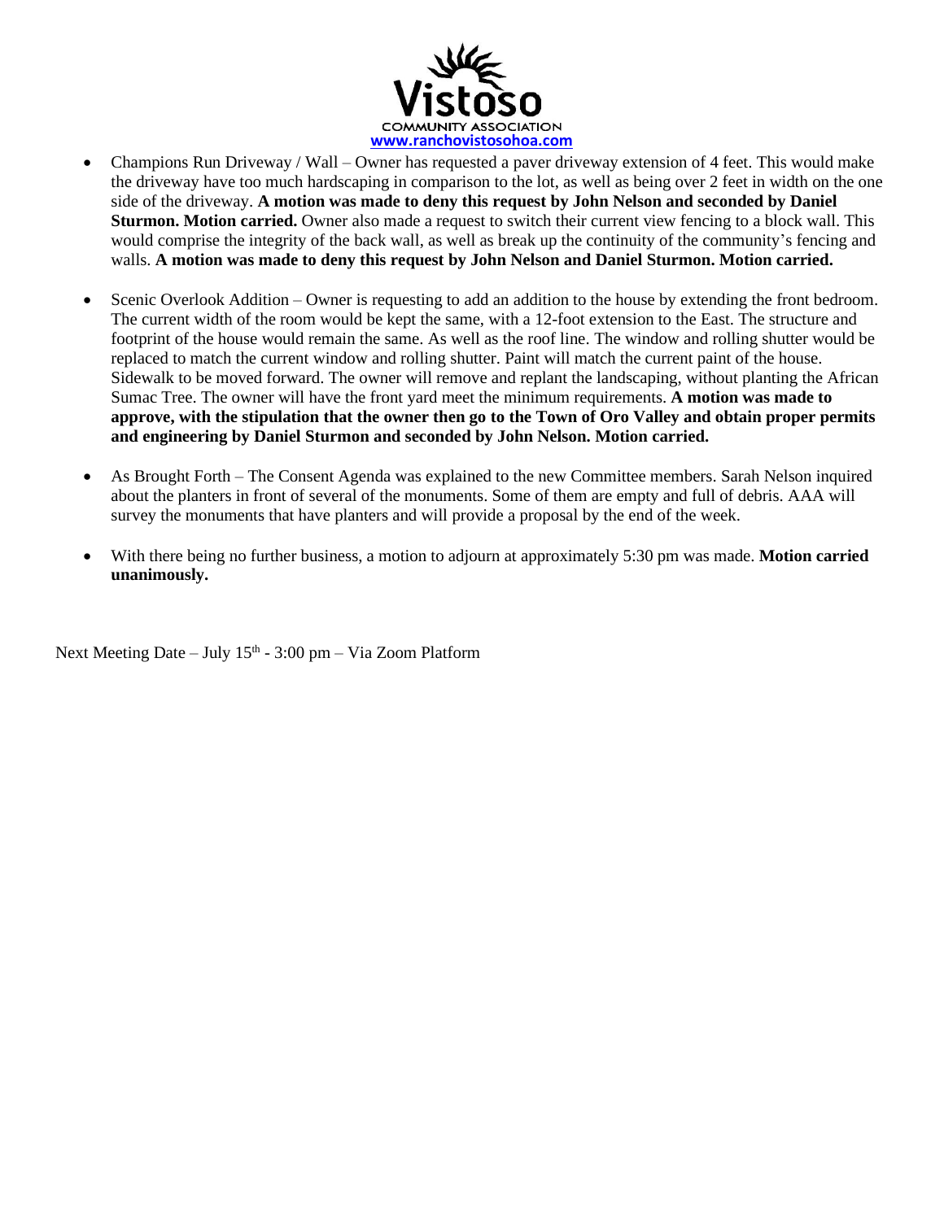- Champions Run Driveway / Wall – Owner has requested a paver driveway extension of 4 feet. This would make the driveway have too much hardscaping in comparison to the lot, as well as being over 2 feet in width on the one side of the driveway. **A motion was made to deny this request by John Nelson and seconded by Daniel Sturmon. Motion carried.** Owner also made a request to switch their current view fencing to a block wall. This would comprise the integrity of the back wall, as well as break up the continuity of the community's fencing and walls. **A motion was made to deny this request by John Nelson and Daniel Sturmon. Motion carried.**

- Scenic Overlook Addition – Owner is requesting to add an addition to the house by extending the front bedroom. The current width of the room would be kept the same, with a 12-foot extension to the East. The structure and footprint of the house would remain the same. As well as the roof line. The window and rolling shutter would be replaced to match the current window and rolling shutter. Paint will match the current paint of the house. Sidewalk to be moved forward. The owner will remove and replant the landscaping, without planting the African Sumac Tree. The owner will have the front yard meet the minimum requirements. **A motion was made to approve, with the stipulation that the owner then go to the Town of Oro Valley and obtain proper permits and engineering by Daniel Sturmon and seconded by John Nelson. Motion carried.**

- As Brought Forth – The Consent Agenda was explained to the new Committee members. Sarah Nelson inquired about the planters in front of several of the monuments. Some of them are empty and full of debris. AAA will survey the monuments that have planters and will provide a proposal by the end of the week.

- With there being no further business, a motion to adjourn at approximately 5:30 pm was made. **Motion carried unanimously.**

Next Meeting Date – July 15th - 3:00 pm – Via Zoom Platform